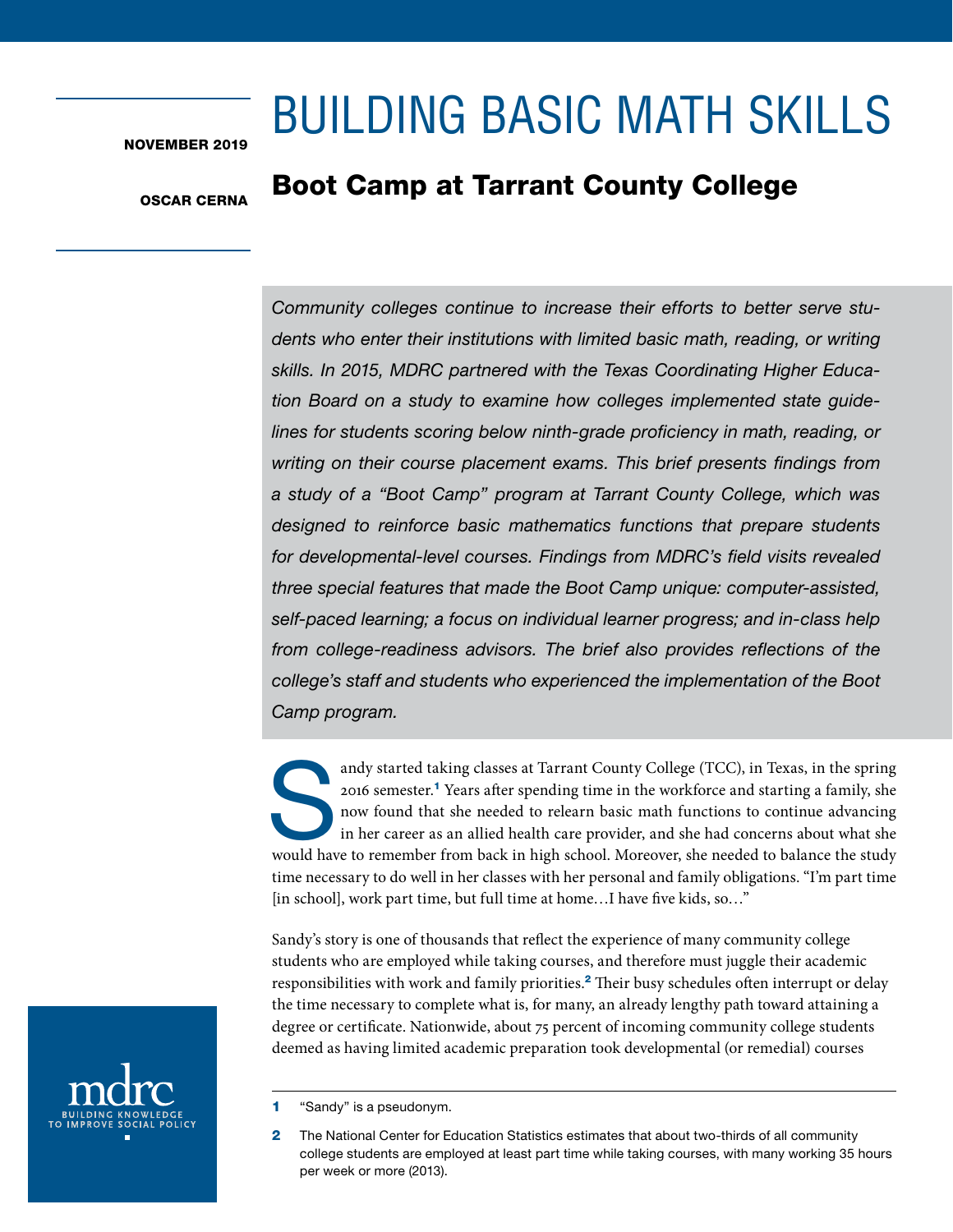NOVEMBER 2019

OSCAR CERNA

# BUILDING BASIC MATH SKILLS

## Boot Camp at Tarrant County College

*Community colleges continue to increase their efforts to better serve students who enter their institutions with limited basic math, reading, or writing skills. In 2015, MDRC partnered with the Texas Coordinating Higher Education Board on a study to examine how colleges implemented state guidelines for students scoring below ninth-grade proficiency in math, reading, or writing on their course placement exams. This brief presents findings from a study of a "Boot Camp" program at Tarrant County College, which was designed to reinforce basic mathematics functions that prepare students for developmental-level courses. Findings from MDRC's field visits revealed three special features that made the Boot Camp unique: computer-assisted, self-paced learning; a focus on individual learner progress; and in-class help from college-readiness advisors. The brief also provides reflections of the college's staff and students who experienced the implementation of the Boot Camp program.*

Sandy started taking classes at Tarrant County College (TCC), in Texas, in the spring 2016 semester.[1] Years after spending time in the workforce and starting a family, she now found that she needed to relearn basic math functions to continue advancing in her career as an allied health care provider, and she had concerns about what she would have to remember from back in high school. Moreover, she needed to balance the study time necessary to do well in her classes with her personal and family obligations. "I'm part time [in school], work part time, but full time at home…I have five kids, so…"

Sandy's story is one of thousands that reflect the experience of many community college students who are employed while taking courses, and therefore must juggle their academic responsibilities with work and family priorities.[2] Their busy schedules often interrupt or delay the time necessary to complete what is, for many, an already lengthy path toward attaining a degree or certificate. Nationwide, about 75 percent of incoming community college students deemed as having limited academic preparation took developmental (or remedial) courses

1 "Sandy" is a pseudonym.

2 The National Center for Education Statistics estimates that about two-thirds of all community college students are employed at least part time while taking courses, with many working 35 hours per week or more (2013).

mdrc
BUILDING KNOWLEDGE TO IMPROVE SOCIAL POLICY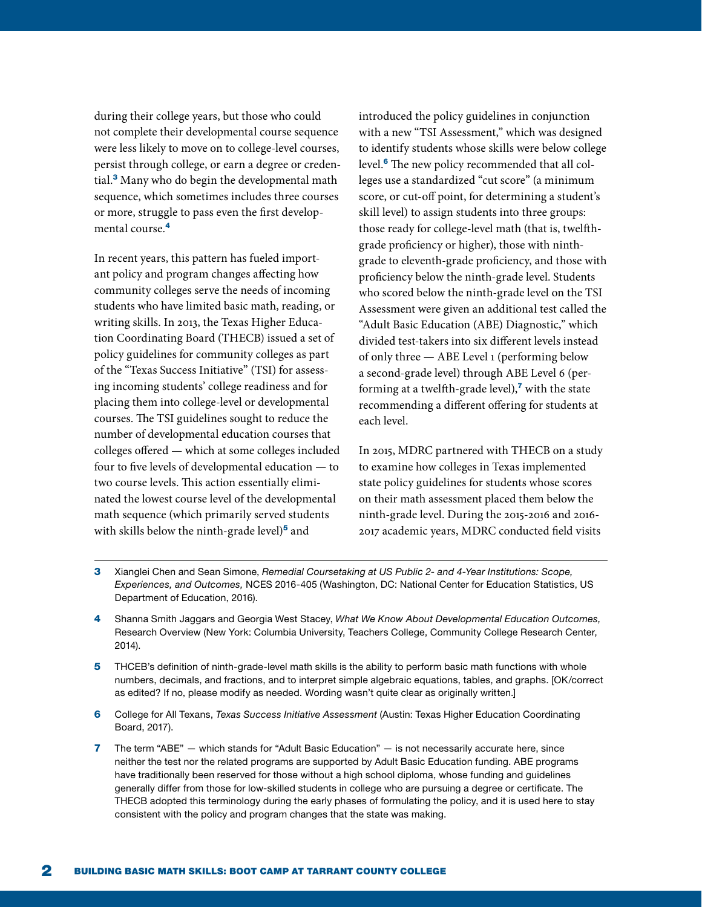during their college years, but those who could not complete their developmental course sequence were less likely to move on to college-level courses, persist through college, or earn a degree or credential.[3] Many who do begin the developmental math sequence, which sometimes includes three courses or more, struggle to pass even the first developmental course.[4]

In recent years, this pattern has fueled important policy and program changes affecting how community colleges serve the needs of incoming students who have limited basic math, reading, or writing skills. In 2013, the Texas Higher Education Coordinating Board (THECB) issued a set of policy guidelines for community colleges as part of the "Texas Success Initiative" (TSI) for assessing incoming students' college readiness and for placing them into college-level or developmental courses. The TSI guidelines sought to reduce the number of developmental education courses that colleges offered — which at some colleges included four to five levels of developmental education — to two course levels. This action essentially eliminated the lowest course level of the developmental math sequence (which primarily served students with skills below the ninth-grade level)[5] and introduced the policy guidelines in conjunction with a new "TSI Assessment," which was designed to identify students whose skills were below college level.[6] The new policy recommended that all colleges use a standardized "cut score" (a minimum score, or cut-off point, for determining a student's skill level) to assign students into three groups: those ready for college-level math (that is, twelfth-grade proficiency or higher), those with ninth-grade to eleventh-grade proficiency, and those with proficiency below the ninth-grade level. Students who scored below the ninth-grade level on the TSI Assessment were given an additional test called the "Adult Basic Education (ABE) Diagnostic," which divided test-takers into six different levels instead of only three — ABE Level 1 (performing below a second-grade level) through ABE Level 6 (performing at a twelfth-grade level),[7] with the state recommending a different offering for students at each level.

In 2015, MDRC partnered with THECB on a study to examine how colleges in Texas implemented state policy guidelines for students whose scores on their math assessment placed them below the ninth-grade level. During the 2015-2016 and 2016-2017 academic years, MDRC conducted field visits

---

**3** Xianglei Chen and Sean Simone, *Remedial Coursetaking at US Public 2- and 4-Year Institutions: Scope, Experiences, and Outcomes,* NCES 2016-405 (Washington, DC: National Center for Education Statistics, US Department of Education, 2016).

**4** Shanna Smith Jaggars and Georgia West Stacey, *What We Know About Developmental Education Outcomes,* Research Overview (New York: Columbia University, Teachers College, Community College Research Center, 2014).

**5** THCEB's definition of ninth-grade-level math skills is the ability to perform basic math functions with whole numbers, decimals, and fractions, and to interpret simple algebraic equations, tables, and graphs. [OK/correct as edited? If no, please modify as needed. Wording wasn't quite clear as originally written.]

**6** College for All Texans, *Texas Success Initiative Assessment* (Austin: Texas Higher Education Coordinating Board, 2017).

**7** The term "ABE" — which stands for "Adult Basic Education" — is not necessarily accurate here, since neither the test nor the related programs are supported by Adult Basic Education funding. ABE programs have traditionally been reserved for those without a high school diploma, whose funding and guidelines generally differ from those for low-skilled students in college who are pursuing a degree or certificate. The THECB adopted this terminology during the early phases of formulating the policy, and it is used here to stay consistent with the policy and program changes that the state was making.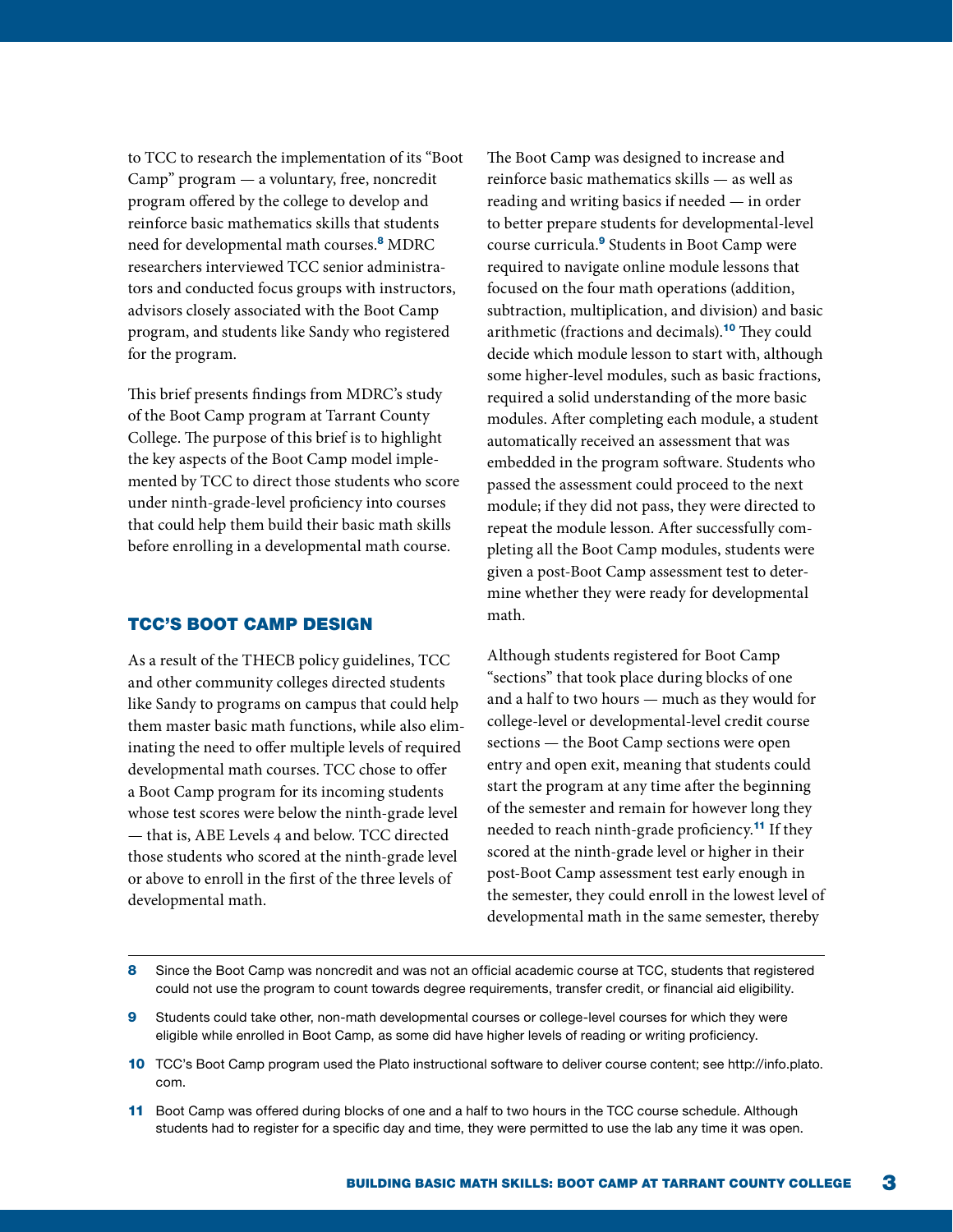to TCC to research the implementation of its "Boot Camp" program — a voluntary, free, noncredit program offered by the college to develop and reinforce basic mathematics skills that students need for developmental math courses.[8] MDRC researchers interviewed TCC senior administrators and conducted focus groups with instructors, advisors closely associated with the Boot Camp program, and students like Sandy who registered for the program.

This brief presents findings from MDRC's study of the Boot Camp program at Tarrant County College. The purpose of this brief is to highlight the key aspects of the Boot Camp model implemented by TCC to direct those students who score under ninth-grade-level proficiency into courses that could help them build their basic math skills before enrolling in a developmental math course.

## TCC'S BOOT CAMP DESIGN

As a result of the THECB policy guidelines, TCC and other community colleges directed students like Sandy to programs on campus that could help them master basic math functions, while also eliminating the need to offer multiple levels of required developmental math courses. TCC chose to offer a Boot Camp program for its incoming students whose test scores were below the ninth-grade level — that is, ABE Levels 4 and below. TCC directed those students who scored at the ninth-grade level or above to enroll in the first of the three levels of developmental math.

The Boot Camp was designed to increase and reinforce basic mathematics skills — as well as reading and writing basics if needed — in order to better prepare students for developmental-level course curricula.[9] Students in Boot Camp were required to navigate online module lessons that focused on the four math operations (addition, subtraction, multiplication, and division) and basic arithmetic (fractions and decimals).[10] They could decide which module lesson to start with, although some higher-level modules, such as basic fractions, required a solid understanding of the more basic modules. After completing each module, a student automatically received an assessment that was embedded in the program software. Students who passed the assessment could proceed to the next module; if they did not pass, they were directed to repeat the module lesson. After successfully completing all the Boot Camp modules, students were given a post-Boot Camp assessment test to determine whether they were ready for developmental math.

Although students registered for Boot Camp "sections" that took place during blocks of one and a half to two hours — much as they would for college-level or developmental-level credit course sections — the Boot Camp sections were open entry and open exit, meaning that students could start the program at any time after the beginning of the semester and remain for however long they needed to reach ninth-grade proficiency.[11] If they scored at the ninth-grade level or higher in their post-Boot Camp assessment test early enough in the semester, they could enroll in the lowest level of developmental math in the same semester, thereby

---

8 Since the Boot Camp was noncredit and was not an official academic course at TCC, students that registered could not use the program to count towards degree requirements, transfer credit, or financial aid eligibility.

9 Students could take other, non-math developmental courses or college-level courses for which they were eligible while enrolled in Boot Camp, as some did have higher levels of reading or writing proficiency.

10 TCC's Boot Camp program used the Plato instructional software to deliver course content; see http://info.plato.com.

11 Boot Camp was offered during blocks of one and a half to two hours in the TCC course schedule. Although students had to register for a specific day and time, they were permitted to use the lab any time it was open.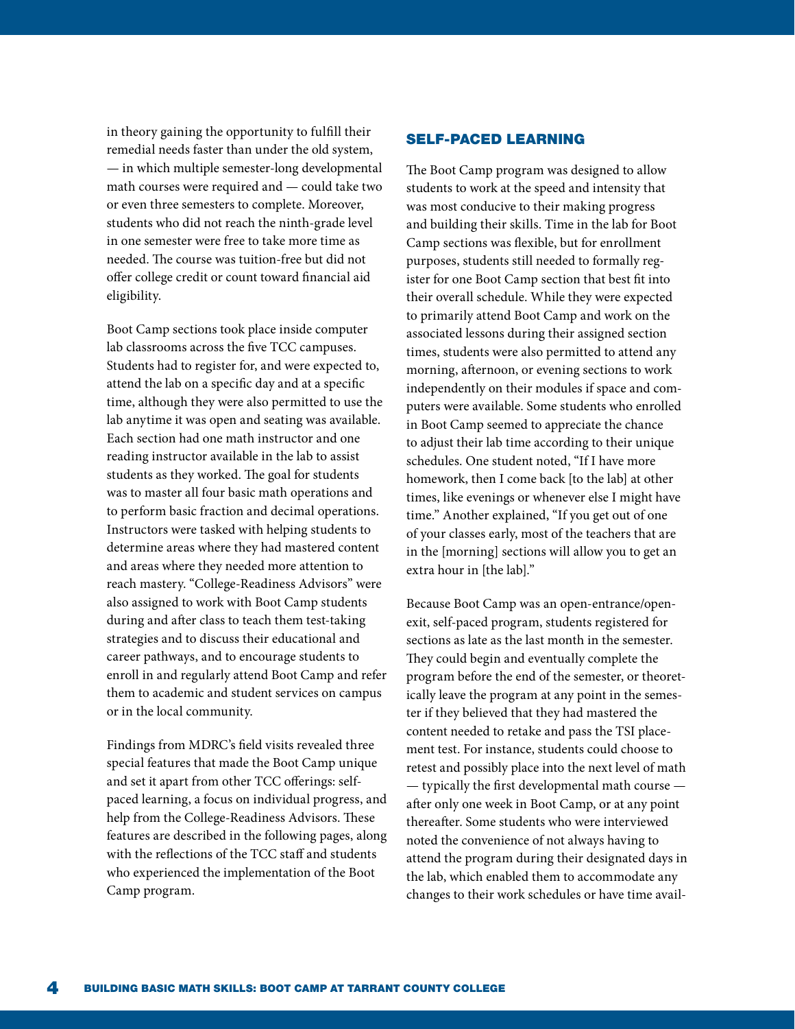in theory gaining the opportunity to fulfill their remedial needs faster than under the old system, — in which multiple semester-long developmental math courses were required and — could take two or even three semesters to complete. Moreover, students who did not reach the ninth-grade level in one semester were free to take more time as needed. The course was tuition-free but did not offer college credit or count toward financial aid eligibility.

Boot Camp sections took place inside computer lab classrooms across the five TCC campuses. Students had to register for, and were expected to, attend the lab on a specific day and at a specific time, although they were also permitted to use the lab anytime it was open and seating was available. Each section had one math instructor and one reading instructor available in the lab to assist students as they worked. The goal for students was to master all four basic math operations and to perform basic fraction and decimal operations. Instructors were tasked with helping students to determine areas where they had mastered content and areas where they needed more attention to reach mastery. "College-Readiness Advisors" were also assigned to work with Boot Camp students during and after class to teach them test-taking strategies and to discuss their educational and career pathways, and to encourage students to enroll in and regularly attend Boot Camp and refer them to academic and student services on campus or in the local community.

Findings from MDRC's field visits revealed three special features that made the Boot Camp unique and set it apart from other TCC offerings: self-paced learning, a focus on individual progress, and help from the College-Readiness Advisors. These features are described in the following pages, along with the reflections of the TCC staff and students who experienced the implementation of the Boot Camp program.

## SELF-PACED LEARNING

The Boot Camp program was designed to allow students to work at the speed and intensity that was most conducive to their making progress and building their skills. Time in the lab for Boot Camp sections was flexible, but for enrollment purposes, students still needed to formally register for one Boot Camp section that best fit into their overall schedule. While they were expected to primarily attend Boot Camp and work on the associated lessons during their assigned section times, students were also permitted to attend any morning, afternoon, or evening sections to work independently on their modules if space and computers were available. Some students who enrolled in Boot Camp seemed to appreciate the chance to adjust their lab time according to their unique schedules. One student noted, "If I have more homework, then I come back [to the lab] at other times, like evenings or whenever else I might have time." Another explained, "If you get out of one of your classes early, most of the teachers that are in the [morning] sections will allow you to get an extra hour in [the lab]."

Because Boot Camp was an open-entrance/open-exit, self-paced program, students registered for sections as late as the last month in the semester. They could begin and eventually complete the program before the end of the semester, or theoretically leave the program at any point in the semester if they believed that they had mastered the content needed to retake and pass the TSI placement test. For instance, students could choose to retest and possibly place into the next level of math — typically the first developmental math course — after only one week in Boot Camp, or at any point thereafter. Some students who were interviewed noted the convenience of not always having to attend the program during their designated days in the lab, which enabled them to accommodate any changes to their work schedules or have time avail-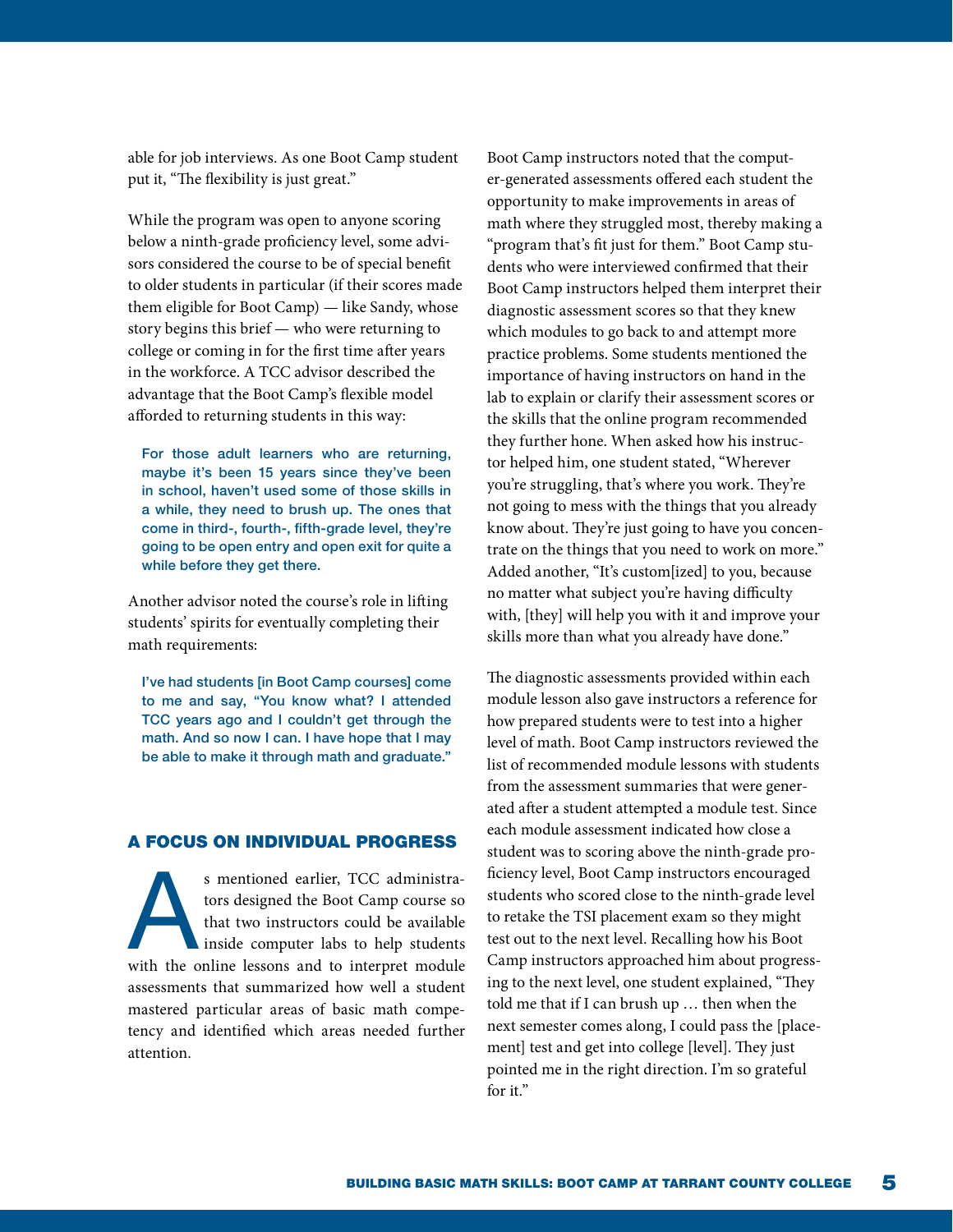able for job interviews. As one Boot Camp student put it, "The flexibility is just great."

While the program was open to anyone scoring below a ninth-grade proficiency level, some advisors considered the course to be of special benefit to older students in particular (if their scores made them eligible for Boot Camp) — like Sandy, whose story begins this brief — who were returning to college or coming in for the first time after years in the workforce. A TCC advisor described the advantage that the Boot Camp's flexible model afforded to returning students in this way:

> For those adult learners who are returning, maybe it's been 15 years since they've been in school, haven't used some of those skills in a while, they need to brush up. The ones that come in third-, fourth-, fifth-grade level, they're going to be open entry and open exit for quite a while before they get there.

Another advisor noted the course's role in lifting students' spirits for eventually completing their math requirements:

> I've had students [in Boot Camp courses] come to me and say, "You know what? I attended TCC years ago and I couldn't get through the math. And so now I can. I have hope that I may be able to make it through math and graduate."

## A FOCUS ON INDIVIDUAL PROGRESS

As mentioned earlier, TCC administrators designed the Boot Camp course so that two instructors could be available inside computer labs to help students with the online lessons and to interpret module assessments that summarized how well a student mastered particular areas of basic math competency and identified which areas needed further attention.

Boot Camp instructors noted that the computer-generated assessments offered each student the opportunity to make improvements in areas of math where they struggled most, thereby making a "program that's fit just for them." Boot Camp students who were interviewed confirmed that their Boot Camp instructors helped them interpret their diagnostic assessment scores so that they knew which modules to go back to and attempt more practice problems. Some students mentioned the importance of having instructors on hand in the lab to explain or clarify their assessment scores or the skills that the online program recommended they further hone. When asked how his instructor helped him, one student stated, "Wherever you're struggling, that's where you work. They're not going to mess with the things that you already know about. They're just going to have you concentrate on the things that you need to work on more." Added another, "It's custom[ized] to you, because no matter what subject you're having difficulty with, [they] will help you with it and improve your skills more than what you already have done."

The diagnostic assessments provided within each module lesson also gave instructors a reference for how prepared students were to test into a higher level of math. Boot Camp instructors reviewed the list of recommended module lessons with students from the assessment summaries that were generated after a student attempted a module test. Since each module assessment indicated how close a student was to scoring above the ninth-grade proficiency level, Boot Camp instructors encouraged students who scored close to the ninth-grade level to retake the TSI placement exam so they might test out to the next level. Recalling how his Boot Camp instructors approached him about progressing to the next level, one student explained, "They told me that if I can brush up … then when the next semester comes along, I could pass the [placement] test and get into college [level]. They just pointed me in the right direction. I'm so grateful for it."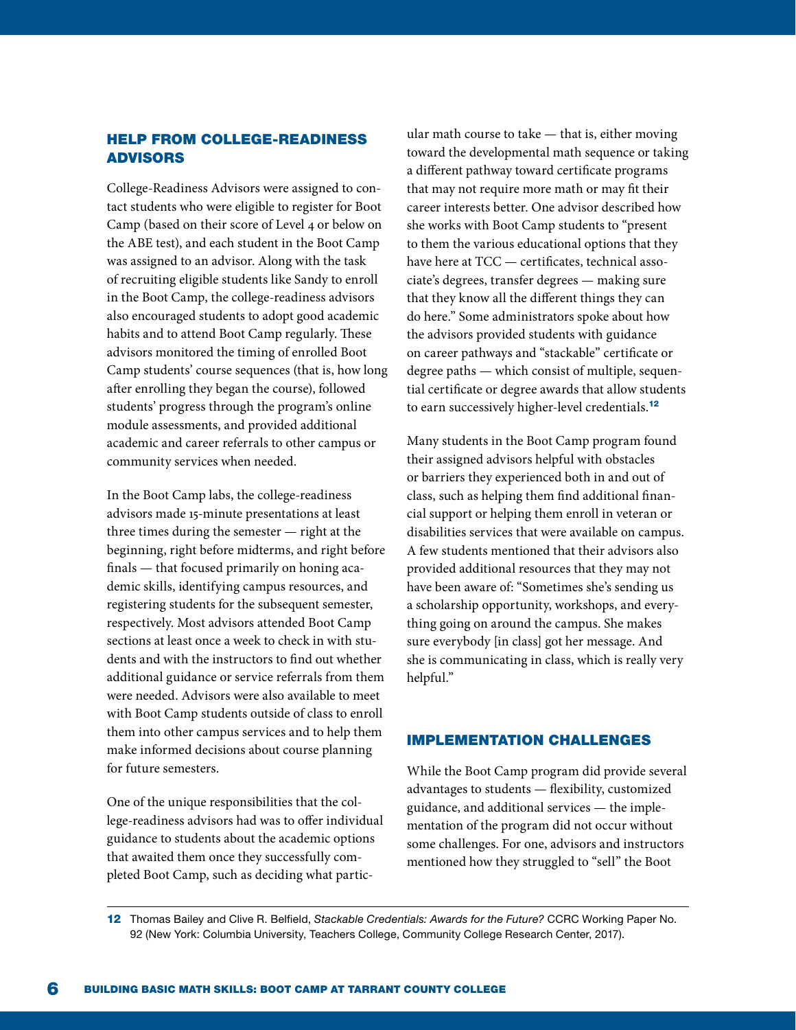## HELP FROM COLLEGE-READINESS ADVISORS

College-Readiness Advisors were assigned to contact students who were eligible to register for Boot Camp (based on their score of Level 4 or below on the ABE test), and each student in the Boot Camp was assigned to an advisor. Along with the task of recruiting eligible students like Sandy to enroll in the Boot Camp, the college-readiness advisors also encouraged students to adopt good academic habits and to attend Boot Camp regularly. These advisors monitored the timing of enrolled Boot Camp students' course sequences (that is, how long after enrolling they began the course), followed students' progress through the program's online module assessments, and provided additional academic and career referrals to other campus or community services when needed.

In the Boot Camp labs, the college-readiness advisors made 15-minute presentations at least three times during the semester — right at the beginning, right before midterms, and right before finals — that focused primarily on honing academic skills, identifying campus resources, and registering students for the subsequent semester, respectively. Most advisors attended Boot Camp sections at least once a week to check in with students and with the instructors to find out whether additional guidance or service referrals from them were needed. Advisors were also available to meet with Boot Camp students outside of class to enroll them into other campus services and to help them make informed decisions about course planning for future semesters.

One of the unique responsibilities that the college-readiness advisors had was to offer individual guidance to students about the academic options that awaited them once they successfully completed Boot Camp, such as deciding what particular math course to take — that is, either moving toward the developmental math sequence or taking a different pathway toward certificate programs that may not require more math or may fit their career interests better. One advisor described how she works with Boot Camp students to "present to them the various educational options that they have here at TCC — certificates, technical associate's degrees, transfer degrees — making sure that they know all the different things they can do here." Some administrators spoke about how the advisors provided students with guidance on career pathways and "stackable" certificate or degree paths — which consist of multiple, sequential certificate or degree awards that allow students to earn successively higher-level credentials.[12]

Many students in the Boot Camp program found their assigned advisors helpful with obstacles or barriers they experienced both in and out of class, such as helping them find additional financial support or helping them enroll in veteran or disabilities services that were available on campus. A few students mentioned that their advisors also provided additional resources that they may not have been aware of: "Sometimes she's sending us a scholarship opportunity, workshops, and everything going on around the campus. She makes sure everybody [in class] got her message. And she is communicating in class, which is really very helpful."

## IMPLEMENTATION CHALLENGES

While the Boot Camp program did provide several advantages to students — flexibility, customized guidance, and additional services — the implementation of the program did not occur without some challenges. For one, advisors and instructors mentioned how they struggled to "sell" the Boot

---

[12] Thomas Bailey and Clive R. Belfield, *Stackable Credentials: Awards for the Future?* CCRC Working Paper No. 92 (New York: Columbia University, Teachers College, Community College Research Center, 2017).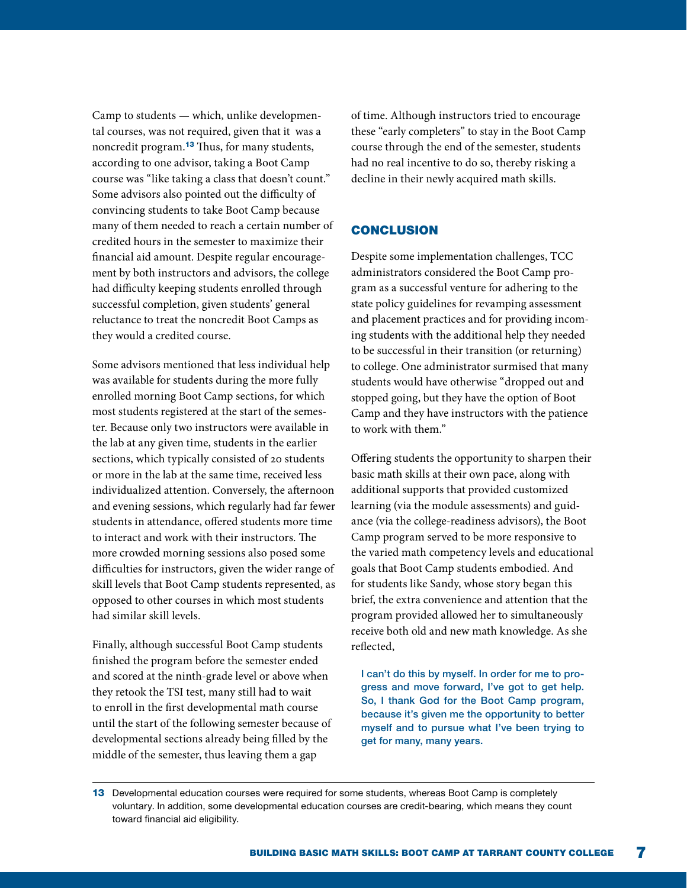Camp to students — which, unlike developmental courses, was not required, given that it was a noncredit program.[13] Thus, for many students, according to one advisor, taking a Boot Camp course was "like taking a class that doesn't count." Some advisors also pointed out the difficulty of convincing students to take Boot Camp because many of them needed to reach a certain number of credited hours in the semester to maximize their financial aid amount. Despite regular encouragement by both instructors and advisors, the college had difficulty keeping students enrolled through successful completion, given students' general reluctance to treat the noncredit Boot Camps as they would a credited course.

Some advisors mentioned that less individual help was available for students during the more fully enrolled morning Boot Camp sections, for which most students registered at the start of the semester. Because only two instructors were available in the lab at any given time, students in the earlier sections, which typically consisted of 20 students or more in the lab at the same time, received less individualized attention. Conversely, the afternoon and evening sessions, which regularly had far fewer students in attendance, offered students more time to interact and work with their instructors. The more crowded morning sessions also posed some difficulties for instructors, given the wider range of skill levels that Boot Camp students represented, as opposed to other courses in which most students had similar skill levels.

Finally, although successful Boot Camp students finished the program before the semester ended and scored at the ninth-grade level or above when they retook the TSI test, many still had to wait to enroll in the first developmental math course until the start of the following semester because of developmental sections already being filled by the middle of the semester, thus leaving them a gap of time. Although instructors tried to encourage these "early completers" to stay in the Boot Camp course through the end of the semester, students had no real incentive to do so, thereby risking a decline in their newly acquired math skills.

## CONCLUSION

Despite some implementation challenges, TCC administrators considered the Boot Camp program as a successful venture for adhering to the state policy guidelines for revamping assessment and placement practices and for providing incoming students with the additional help they needed to be successful in their transition (or returning) to college. One administrator surmised that many students would have otherwise "dropped out and stopped going, but they have the option of Boot Camp and they have instructors with the patience to work with them."

Offering students the opportunity to sharpen their basic math skills at their own pace, along with additional supports that provided customized learning (via the module assessments) and guidance (via the college-readiness advisors), the Boot Camp program served to be more responsive to the varied math competency levels and educational goals that Boot Camp students embodied. And for students like Sandy, whose story began this brief, the extra convenience and attention that the program provided allowed her to simultaneously receive both old and new math knowledge. As she reflected,

> I can't do this by myself. In order for me to progress and move forward, I've got to get help. So, I thank God for the Boot Camp program, because it's given me the opportunity to better myself and to pursue what I've been trying to get for many, many years.

---

**13** Developmental education courses were required for some students, whereas Boot Camp is completely voluntary. In addition, some developmental education courses are credit-bearing, which means they count toward financial aid eligibility.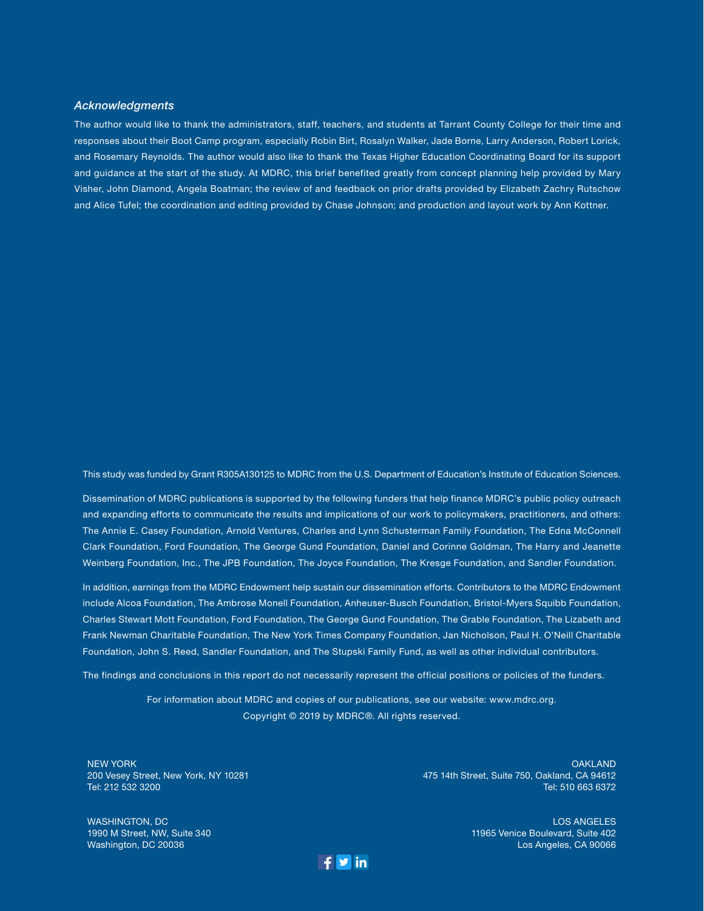*Acknowledgments*

The author would like to thank the administrators, staff, teachers, and students at Tarrant County College for their time and responses about their Boot Camp program, especially Robin Birt, Rosalyn Walker, Jade Borne, Larry Anderson, Robert Lorick, and Rosemary Reynolds. The author would also like to thank the Texas Higher Education Coordinating Board for its support and guidance at the start of the study. At MDRC, this brief benefited greatly from concept planning help provided by Mary Visher, John Diamond, Angela Boatman; the review of and feedback on prior drafts provided by Elizabeth Zachry Rutschow and Alice Tufel; the coordination and editing provided by Chase Johnson; and production and layout work by Ann Kottner.

This study was funded by Grant R305A130125 to MDRC from the U.S. Department of Education's Institute of Education Sciences.

Dissemination of MDRC publications is supported by the following funders that help finance MDRC's public policy outreach and expanding efforts to communicate the results and implications of our work to policymakers, practitioners, and others: The Annie E. Casey Foundation, Arnold Ventures, Charles and Lynn Schusterman Family Foundation, The Edna McConnell Clark Foundation, Ford Foundation, The George Gund Foundation, Daniel and Corinne Goldman, The Harry and Jeanette Weinberg Foundation, Inc., The JPB Foundation, The Joyce Foundation, The Kresge Foundation, and Sandler Foundation.

In addition, earnings from the MDRC Endowment help sustain our dissemination efforts. Contributors to the MDRC Endowment include Alcoa Foundation, The Ambrose Monell Foundation, Anheuser-Busch Foundation, Bristol-Myers Squibb Foundation, Charles Stewart Mott Foundation, Ford Foundation, The George Gund Foundation, The Grable Foundation, The Lizabeth and Frank Newman Charitable Foundation, The New York Times Company Foundation, Jan Nicholson, Paul H. O'Neill Charitable Foundation, John S. Reed, Sandler Foundation, and The Stupski Family Fund, as well as other individual contributors.

The findings and conclusions in this report do not necessarily represent the official positions or policies of the funders.

For information about MDRC and copies of our publications, see our website: www.mdrc.org.
Copyright © 2019 by MDRC®. All rights reserved.

NEW YORK
200 Vesey Street, New York, NY 10281
Tel: 212 532 3200

OAKLAND
475 14th Street, Suite 750, Oakland, CA 94612
Tel: 510 663 6372

WASHINGTON, DC
1990 M Street, NW, Suite 340
Washington, DC 20036

LOS ANGELES
11965 Venice Boulevard, Suite 402
Los Angeles, CA 90066